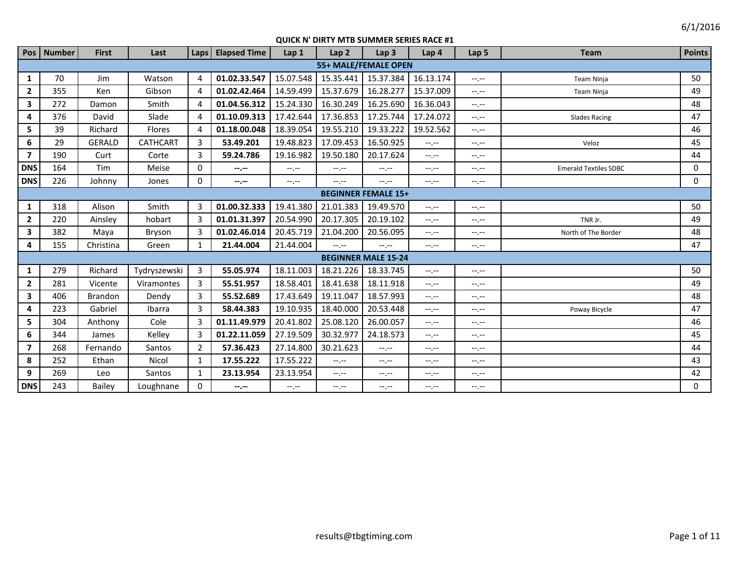6/1/2016

# QUICK N' DIRTY MTB SUMMER SERIES RACE #1

| Pos | Number | First | Last | Laps | Elapsed Time | Lap 1 | Lap 2 | Lap 3 | Lap 4 | Lap 5 | Team | Points |
|---|---|---|---|---|---|---|---|---|---|---|---|---|
| **55+ MALE/FEMALE OPEN** | | | | | | | | | | | | |
| **1** | 70 | Jim | Watson | 4 | **01.02.33.547** | 15.07.548 | 15.35.441 | 15.37.384 | 16.13.174 | --.-- | Team Ninja | 50 |
| **2** | 355 | Ken | Gibson | 4 | **01.02.42.464** | 14.59.499 | 15.37.679 | 16.28.277 | 15.37.009 | --.-- | Team Ninja | 49 |
| **3** | 272 | Damon | Smith | 4 | **01.04.56.312** | 15.24.330 | 16.30.249 | 16.25.690 | 16.36.043 | --.-- | | 48 |
| **4** | 376 | David | Slade | 4 | **01.10.09.313** | 17.42.644 | 17.36.853 | 17.25.744 | 17.24.072 | --.-- | Slades Racing | 47 |
| **5** | 39 | Richard | Flores | 4 | **01.18.00.048** | 18.39.054 | 19.55.210 | 19.33.222 | 19.52.562 | --.-- | | 46 |
| **6** | 29 | GERALD | CATHCART | 3 | **53.49.201** | 19.48.823 | 17.09.453 | 16.50.925 | --.-- | --.-- | Veloz | 45 |
| **7** | 190 | Curt | Corte | 3 | **59.24.786** | 19.16.982 | 19.50.180 | 20.17.624 | --.-- | --.-- | | 44 |
| **DNS** | 164 | Tim | Meise | 0 | **--.--** | --.-- | --.-- | --.-- | --.-- | --.-- | Emerald Textiles SDBC | 0 |
| **DNS** | 226 | Johnny | Jones | 0 | **--.--** | --.-- | --.-- | --.-- | --.-- | --.-- | | 0 |
| **BEGINNER FEMALE 15+** | | | | | | | | | | | | |
| **1** | 318 | Alison | Smith | 3 | **01.00.32.333** | 19.41.380 | 21.01.383 | 19.49.570 | --.-- | --.-- | | 50 |
| **2** | 220 | Ainsley | hobart | 3 | **01.01.31.397** | 20.54.990 | 20.17.305 | 20.19.102 | --.-- | --.-- | TNR Jr. | 49 |
| **3** | 382 | Maya | Bryson | 3 | **01.02.46.014** | 20.45.719 | 21.04.200 | 20.56.095 | --.-- | --.-- | North of The Border | 48 |
| **4** | 155 | Christina | Green | 1 | **21.44.004** | 21.44.004 | --.-- | --.-- | --.-- | --.-- | | 47 |
| **BEGINNER MALE 15-24** | | | | | | | | | | | | |
| **1** | 279 | Richard | Tydryszewski | 3 | **55.05.974** | 18.11.003 | 18.21.226 | 18.33.745 | --.-- | --.-- | | 50 |
| **2** | 281 | Vicente | Viramontes | 3 | **55.51.957** | 18.58.401 | 18.41.638 | 18.11.918 | --.-- | --.-- | | 49 |
| **3** | 406 | Brandon | Dendy | 3 | **55.52.689** | 17.43.649 | 19.11.047 | 18.57.993 | --.-- | --.-- | | 48 |
| **4** | 223 | Gabriel | Ibarra | 3 | **58.44.383** | 19.10.935 | 18.40.000 | 20.53.448 | --.-- | --.-- | Poway Bicycle | 47 |
| **5** | 304 | Anthony | Cole | 3 | **01.11.49.979** | 20.41.802 | 25.08.120 | 26.00.057 | --.-- | --.-- | | 46 |
| **6** | 344 | James | Kelley | 3 | **01.22.11.059** | 27.19.509 | 30.32.977 | 24.18.573 | --.-- | --.-- | | 45 |
| **7** | 268 | Fernando | Santos | 2 | **57.36.423** | 27.14.800 | 30.21.623 | --.-- | --.-- | --.-- | | 44 |
| **8** | 252 | Ethan | Nicol | 1 | **17.55.222** | 17.55.222 | --.-- | --.-- | --.-- | --.-- | | 43 |
| **9** | 269 | Leo | Santos | 1 | **23.13.954** | 23.13.954 | --.-- | --.-- | --.-- | --.-- | | 42 |
| **DNS** | 243 | Bailey | Loughnane | 0 | **--.--** | --.-- | --.-- | --.-- | --.-- | --.-- | | 0 |

results@tbgtiming.com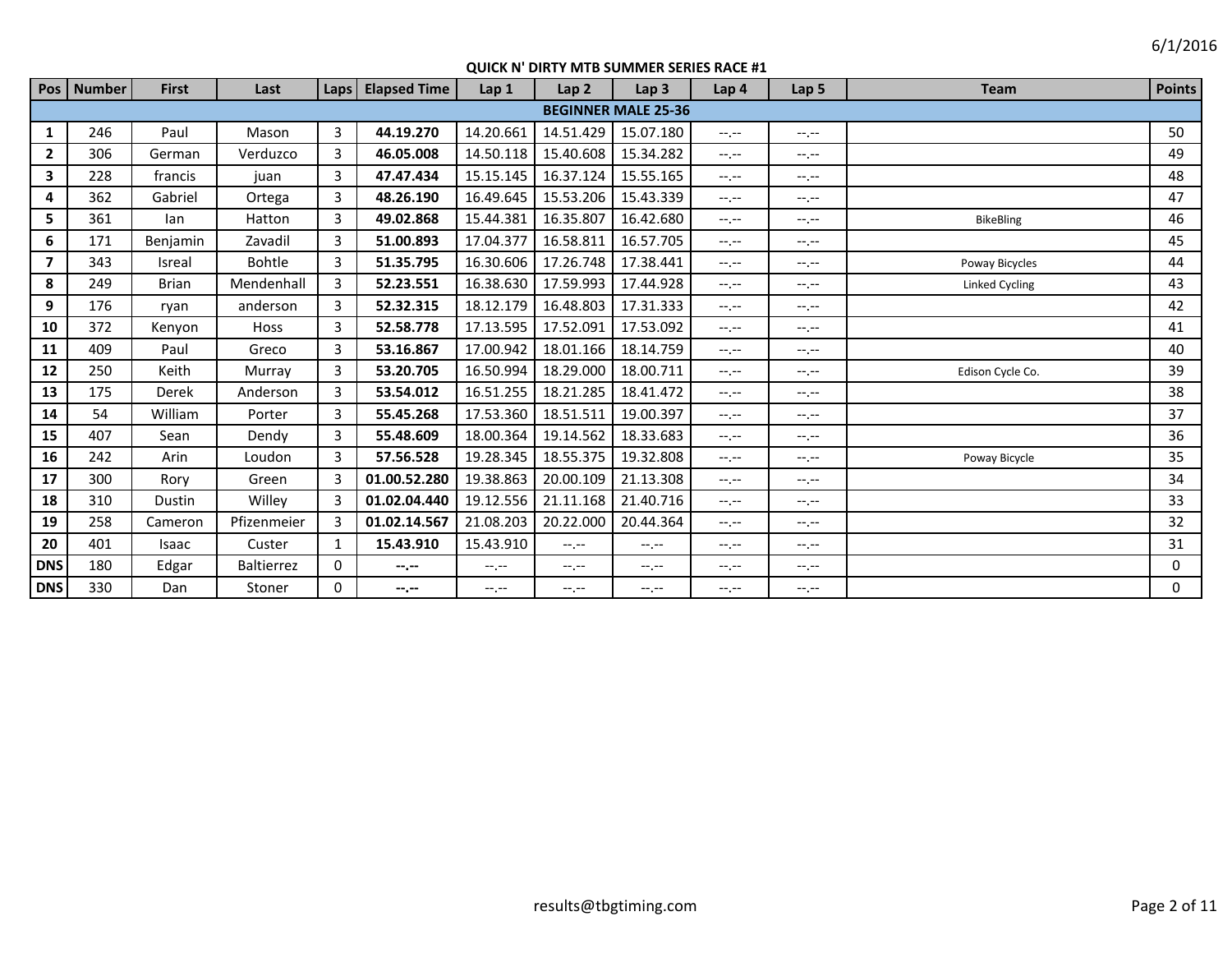6/1/2016

## QUICK N' DIRTY MTB SUMMER SERIES RACE #1

| Pos | Number | First | Last | Laps | Elapsed Time | Lap 1 | Lap 2 | Lap 3 | Lap 4 | Lap 5 | Team | Points |
|---|---|---|---|---|---|---|---|---|---|---|---|---|
| **BEGINNER MALE 25-36** | | | | | | | | | | | | |
| **1** | 246 | Paul | Mason | 3 | **44.19.270** | 14.20.661 | 14.51.429 | 15.07.180 | --.-- | --.-- | | 50 |
| **2** | 306 | German | Verduzco | 3 | **46.05.008** | 14.50.118 | 15.40.608 | 15.34.282 | --.-- | --.-- | | 49 |
| **3** | 228 | francis | juan | 3 | **47.47.434** | 15.15.145 | 16.37.124 | 15.55.165 | --.-- | --.-- | | 48 |
| **4** | 362 | Gabriel | Ortega | 3 | **48.26.190** | 16.49.645 | 15.53.206 | 15.43.339 | --.-- | --.-- | | 47 |
| **5** | 361 | Ian | Hatton | 3 | **49.02.868** | 15.44.381 | 16.35.807 | 16.42.680 | --.-- | --.-- | BikeBling | 46 |
| **6** | 171 | Benjamin | Zavadil | 3 | **51.00.893** | 17.04.377 | 16.58.811 | 16.57.705 | --.-- | --.-- | | 45 |
| **7** | 343 | Isreal | Bohtle | 3 | **51.35.795** | 16.30.606 | 17.26.748 | 17.38.441 | --.-- | --.-- | Poway Bicycles | 44 |
| **8** | 249 | Brian | Mendenhall | 3 | **52.23.551** | 16.38.630 | 17.59.993 | 17.44.928 | --.-- | --.-- | Linked Cycling | 43 |
| **9** | 176 | ryan | anderson | 3 | **52.32.315** | 18.12.179 | 16.48.803 | 17.31.333 | --.-- | --.-- | | 42 |
| **10** | 372 | Kenyon | Hoss | 3 | **52.58.778** | 17.13.595 | 17.52.091 | 17.53.092 | --.-- | --.-- | | 41 |
| **11** | 409 | Paul | Greco | 3 | **53.16.867** | 17.00.942 | 18.01.166 | 18.14.759 | --.-- | --.-- | | 40 |
| **12** | 250 | Keith | Murray | 3 | **53.20.705** | 16.50.994 | 18.29.000 | 18.00.711 | --.-- | --.-- | Edison Cycle Co. | 39 |
| **13** | 175 | Derek | Anderson | 3 | **53.54.012** | 16.51.255 | 18.21.285 | 18.41.472 | --.-- | --.-- | | 38 |
| **14** | 54 | William | Porter | 3 | **55.45.268** | 17.53.360 | 18.51.511 | 19.00.397 | --.-- | --.-- | | 37 |
| **15** | 407 | Sean | Dendy | 3 | **55.48.609** | 18.00.364 | 19.14.562 | 18.33.683 | --.-- | --.-- | | 36 |
| **16** | 242 | Arin | Loudon | 3 | **57.56.528** | 19.28.345 | 18.55.375 | 19.32.808 | --.-- | --.-- | Poway Bicycle | 35 |
| **17** | 300 | Rory | Green | 3 | **01.00.52.280** | 19.38.863 | 20.00.109 | 21.13.308 | --.-- | --.-- | | 34 |
| **18** | 310 | Dustin | Willey | 3 | **01.02.04.440** | 19.12.556 | 21.11.168 | 21.40.716 | --.-- | --.-- | | 33 |
| **19** | 258 | Cameron | Pfizenmeier | 3 | **01.02.14.567** | 21.08.203 | 20.22.000 | 20.44.364 | --.-- | --.-- | | 32 |
| **20** | 401 | Isaac | Custer | 1 | **15.43.910** | 15.43.910 | --.-- | --.-- | --.-- | --.-- | | 31 |
| **DNS** | 180 | Edgar | Baltierrez | 0 | **--.--** | --.-- | --.-- | --.-- | --.-- | --.-- | | 0 |
| **DNS** | 330 | Dan | Stoner | 0 | **--.--** | --.-- | --.-- | --.-- | --.-- | --.-- | | 0 |

results@tbgtiming.com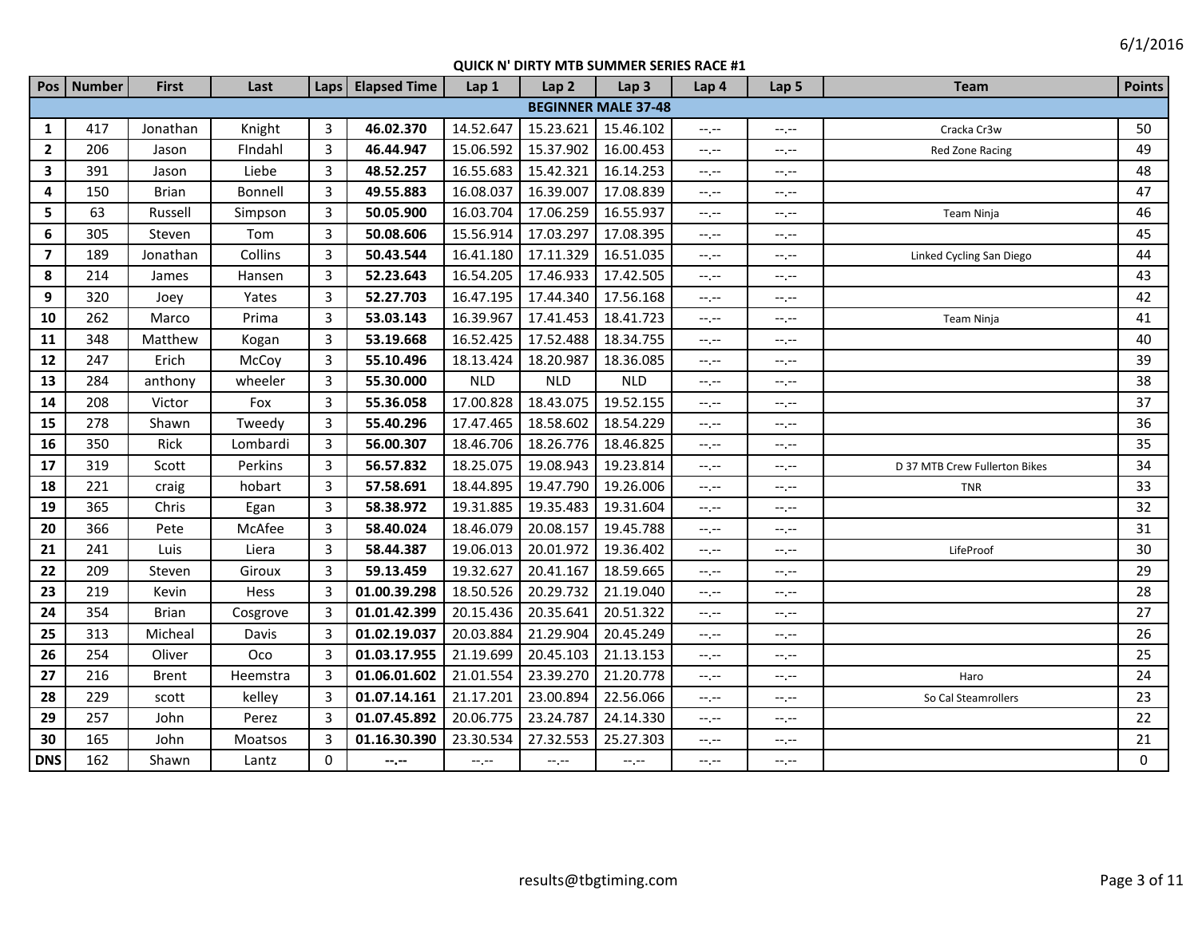6/1/2016

## QUICK N' DIRTY MTB SUMMER SERIES RACE #1

| Pos | Number | First | Last | Laps | Elapsed Time | Lap 1 | Lap 2 | Lap 3 | Lap 4 | Lap 5 | Team | Points |
|---|---|---|---|---|---|---|---|---|---|---|---|---|
| **BEGINNER MALE 37-48** | | | | | | | | | | | | |
| **1** | 417 | Jonathan | Knight | 3 | **46.02.370** | 14.52.647 | 15.23.621 | 15.46.102 | --.-- | --.-- | Cracka Cr3w | 50 |
| **2** | 206 | Jason | FIndahl | 3 | **46.44.947** | 15.06.592 | 15.37.902 | 16.00.453 | --.-- | --.-- | Red Zone Racing | 49 |
| **3** | 391 | Jason | Liebe | 3 | **48.52.257** | 16.55.683 | 15.42.321 | 16.14.253 | --.-- | --.-- | | 48 |
| **4** | 150 | Brian | Bonnell | 3 | **49.55.883** | 16.08.037 | 16.39.007 | 17.08.839 | --.-- | --.-- | | 47 |
| **5** | 63 | Russell | Simpson | 3 | **50.05.900** | 16.03.704 | 17.06.259 | 16.55.937 | --.-- | --.-- | Team Ninja | 46 |
| **6** | 305 | Steven | Tom | 3 | **50.08.606** | 15.56.914 | 17.03.297 | 17.08.395 | --.-- | --.-- | | 45 |
| **7** | 189 | Jonathan | Collins | 3 | **50.43.544** | 16.41.180 | 17.11.329 | 16.51.035 | --.-- | --.-- | Linked Cycling San Diego | 44 |
| **8** | 214 | James | Hansen | 3 | **52.23.643** | 16.54.205 | 17.46.933 | 17.42.505 | --.-- | --.-- | | 43 |
| **9** | 320 | Joey | Yates | 3 | **52.27.703** | 16.47.195 | 17.44.340 | 17.56.168 | --.-- | --.-- | | 42 |
| **10** | 262 | Marco | Prima | 3 | **53.03.143** | 16.39.967 | 17.41.453 | 18.41.723 | --.-- | --.-- | Team Ninja | 41 |
| **11** | 348 | Matthew | Kogan | 3 | **53.19.668** | 16.52.425 | 17.52.488 | 18.34.755 | --.-- | --.-- | | 40 |
| **12** | 247 | Erich | McCoy | 3 | **55.10.496** | 18.13.424 | 18.20.987 | 18.36.085 | --.-- | --.-- | | 39 |
| **13** | 284 | anthony | wheeler | 3 | **55.30.000** | NLD | NLD | NLD | --.-- | --.-- | | 38 |
| **14** | 208 | Victor | Fox | 3 | **55.36.058** | 17.00.828 | 18.43.075 | 19.52.155 | --.-- | --.-- | | 37 |
| **15** | 278 | Shawn | Tweedy | 3 | **55.40.296** | 17.47.465 | 18.58.602 | 18.54.229 | --.-- | --.-- | | 36 |
| **16** | 350 | Rick | Lombardi | 3 | **56.00.307** | 18.46.706 | 18.26.776 | 18.46.825 | --.-- | --.-- | | 35 |
| **17** | 319 | Scott | Perkins | 3 | **56.57.832** | 18.25.075 | 19.08.943 | 19.23.814 | --.-- | --.-- | D 37 MTB Crew Fullerton Bikes | 34 |
| **18** | 221 | craig | hobart | 3 | **57.58.691** | 18.44.895 | 19.47.790 | 19.26.006 | --.-- | --.-- | TNR | 33 |
| **19** | 365 | Chris | Egan | 3 | **58.38.972** | 19.31.885 | 19.35.483 | 19.31.604 | --.-- | --.-- | | 32 |
| **20** | 366 | Pete | McAfee | 3 | **58.40.024** | 18.46.079 | 20.08.157 | 19.45.788 | --.-- | --.-- | | 31 |
| **21** | 241 | Luis | Liera | 3 | **58.44.387** | 19.06.013 | 20.01.972 | 19.36.402 | --.-- | --.-- | LifeProof | 30 |
| **22** | 209 | Steven | Giroux | 3 | **59.13.459** | 19.32.627 | 20.41.167 | 18.59.665 | --.-- | --.-- | | 29 |
| **23** | 219 | Kevin | Hess | 3 | **01.00.39.298** | 18.50.526 | 20.29.732 | 21.19.040 | --.-- | --.-- | | 28 |
| **24** | 354 | Brian | Cosgrove | 3 | **01.01.42.399** | 20.15.436 | 20.35.641 | 20.51.322 | --.-- | --.-- | | 27 |
| **25** | 313 | Micheal | Davis | 3 | **01.02.19.037** | 20.03.884 | 21.29.904 | 20.45.249 | --.-- | --.-- | | 26 |
| **26** | 254 | Oliver | Oco | 3 | **01.03.17.955** | 21.19.699 | 20.45.103 | 21.13.153 | --.-- | --.-- | | 25 |
| **27** | 216 | Brent | Heemstra | 3 | **01.06.01.602** | 21.01.554 | 23.39.270 | 21.20.778 | --.-- | --.-- | Haro | 24 |
| **28** | 229 | scott | kelley | 3 | **01.07.14.161** | 21.17.201 | 23.00.894 | 22.56.066 | --.-- | --.-- | So Cal Steamrollers | 23 |
| **29** | 257 | John | Perez | 3 | **01.07.45.892** | 20.06.775 | 23.24.787 | 24.14.330 | --.-- | --.-- | | 22 |
| **30** | 165 | John | Moatsos | 3 | **01.16.30.390** | 23.30.534 | 27.32.553 | 25.27.303 | --.-- | --.-- | | 21 |
| **DNS** | 162 | Shawn | Lantz | 0 | **--.--** | --.-- | --.-- | --.-- | --.-- | --.-- | | 0 |

results@tbgtiming.com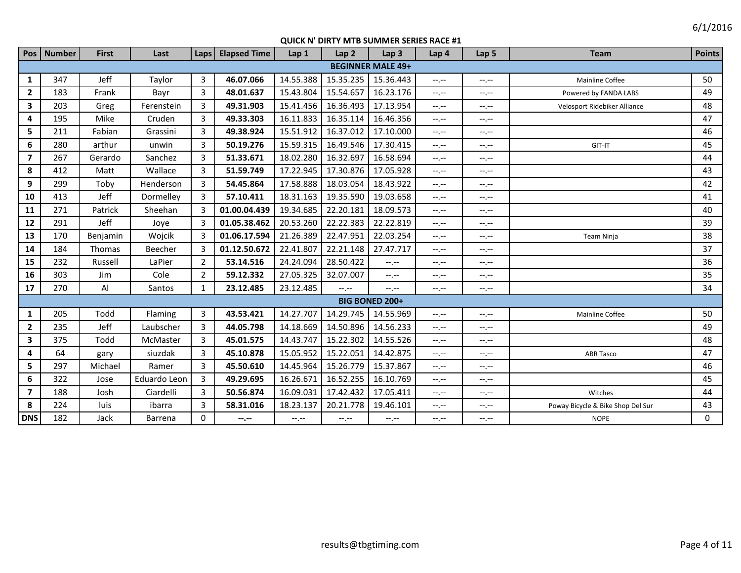6/1/2016

**QUICK N' DIRTY MTB SUMMER SERIES RACE #1**

| Pos | Number | First | Last | Laps | Elapsed Time | Lap 1 | Lap 2 | Lap 3 | Lap 4 | Lap 5 | Team | Points |
|---|---|---|---|---|---|---|---|---|---|---|---|---|
| **BEGINNER MALE 49+** | | | | | | | | | | | | |
| **1** | 347 | Jeff | Taylor | 3 | **46.07.066** | 14.55.388 | 15.35.235 | 15.36.443 | --.-- | --.-- | Mainline Coffee | 50 |
| **2** | 183 | Frank | Bayr | 3 | **48.01.637** | 15.43.804 | 15.54.657 | 16.23.176 | --.-- | --.-- | Powered by FANDA LABS | 49 |
| **3** | 203 | Greg | Ferenstein | 3 | **49.31.903** | 15.41.456 | 16.36.493 | 17.13.954 | --.-- | --.-- | Velosport Ridebiker Alliance | 48 |
| **4** | 195 | Mike | Cruden | 3 | **49.33.303** | 16.11.833 | 16.35.114 | 16.46.356 | --.-- | --.-- | | 47 |
| **5** | 211 | Fabian | Grassini | 3 | **49.38.924** | 15.51.912 | 16.37.012 | 17.10.000 | --.-- | --.-- | | 46 |
| **6** | 280 | arthur | unwin | 3 | **50.19.276** | 15.59.315 | 16.49.546 | 17.30.415 | --.-- | --.-- | GIT-IT | 45 |
| **7** | 267 | Gerardo | Sanchez | 3 | **51.33.671** | 18.02.280 | 16.32.697 | 16.58.694 | --.-- | --.-- | | 44 |
| **8** | 412 | Matt | Wallace | 3 | **51.59.749** | 17.22.945 | 17.30.876 | 17.05.928 | --.-- | --.-- | | 43 |
| **9** | 299 | Toby | Henderson | 3 | **54.45.864** | 17.58.888 | 18.03.054 | 18.43.922 | --.-- | --.-- | | 42 |
| **10** | 413 | Jeff | Dormelley | 3 | **57.10.411** | 18.31.163 | 19.35.590 | 19.03.658 | --.-- | --.-- | | 41 |
| **11** | 271 | Patrick | Sheehan | 3 | **01.00.04.439** | 19.34.685 | 22.20.181 | 18.09.573 | --.-- | --.-- | | 40 |
| **12** | 291 | Jeff | Joye | 3 | **01.05.38.462** | 20.53.260 | 22.22.383 | 22.22.819 | --.-- | --.-- | | 39 |
| **13** | 170 | Benjamin | Wojcik | 3 | **01.06.17.594** | 21.26.389 | 22.47.951 | 22.03.254 | --.-- | --.-- | Team Ninja | 38 |
| **14** | 184 | Thomas | Beecher | 3 | **01.12.50.672** | 22.41.807 | 22.21.148 | 27.47.717 | --.-- | --.-- | | 37 |
| **15** | 232 | Russell | LaPier | 2 | **53.14.516** | 24.24.094 | 28.50.422 | --.-- | --.-- | --.-- | | 36 |
| **16** | 303 | Jim | Cole | 2 | **59.12.332** | 27.05.325 | 32.07.007 | --.-- | --.-- | --.-- | | 35 |
| **17** | 270 | Al | Santos | 1 | **23.12.485** | 23.12.485 | --.-- | --.-- | --.-- | --.-- | | 34 |
| **BIG BONED 200+** | | | | | | | | | | | | |
| **1** | 205 | Todd | Flaming | 3 | **43.53.421** | 14.27.707 | 14.29.745 | 14.55.969 | --.-- | --.-- | Mainline Coffee | 50 |
| **2** | 235 | Jeff | Laubscher | 3 | **44.05.798** | 14.18.669 | 14.50.896 | 14.56.233 | --.-- | --.-- | | 49 |
| **3** | 375 | Todd | McMaster | 3 | **45.01.575** | 14.43.747 | 15.22.302 | 14.55.526 | --.-- | --.-- | | 48 |
| **4** | 64 | gary | siuzdak | 3 | **45.10.878** | 15.05.952 | 15.22.051 | 14.42.875 | --.-- | --.-- | ABR Tasco | 47 |
| **5** | 297 | Michael | Ramer | 3 | **45.50.610** | 14.45.964 | 15.26.779 | 15.37.867 | --.-- | --.-- | | 46 |
| **6** | 322 | Jose | Eduardo Leon | 3 | **49.29.695** | 16.26.671 | 16.52.255 | 16.10.769 | --.-- | --.-- | | 45 |
| **7** | 188 | Josh | Ciardelli | 3 | **50.56.874** | 16.09.031 | 17.42.432 | 17.05.411 | --.-- | --.-- | Witches | 44 |
| **8** | 224 | luis | ibarra | 3 | **58.31.016** | 18.23.137 | 20.21.778 | 19.46.101 | --.-- | --.-- | Poway Bicycle & Bike Shop Del Sur | 43 |
| **DNS** | 182 | Jack | Barrena | 0 | **--.--** | --.-- | --.-- | --.-- | --.-- | --.-- | NOPE | 0 |

results@tbgtiming.com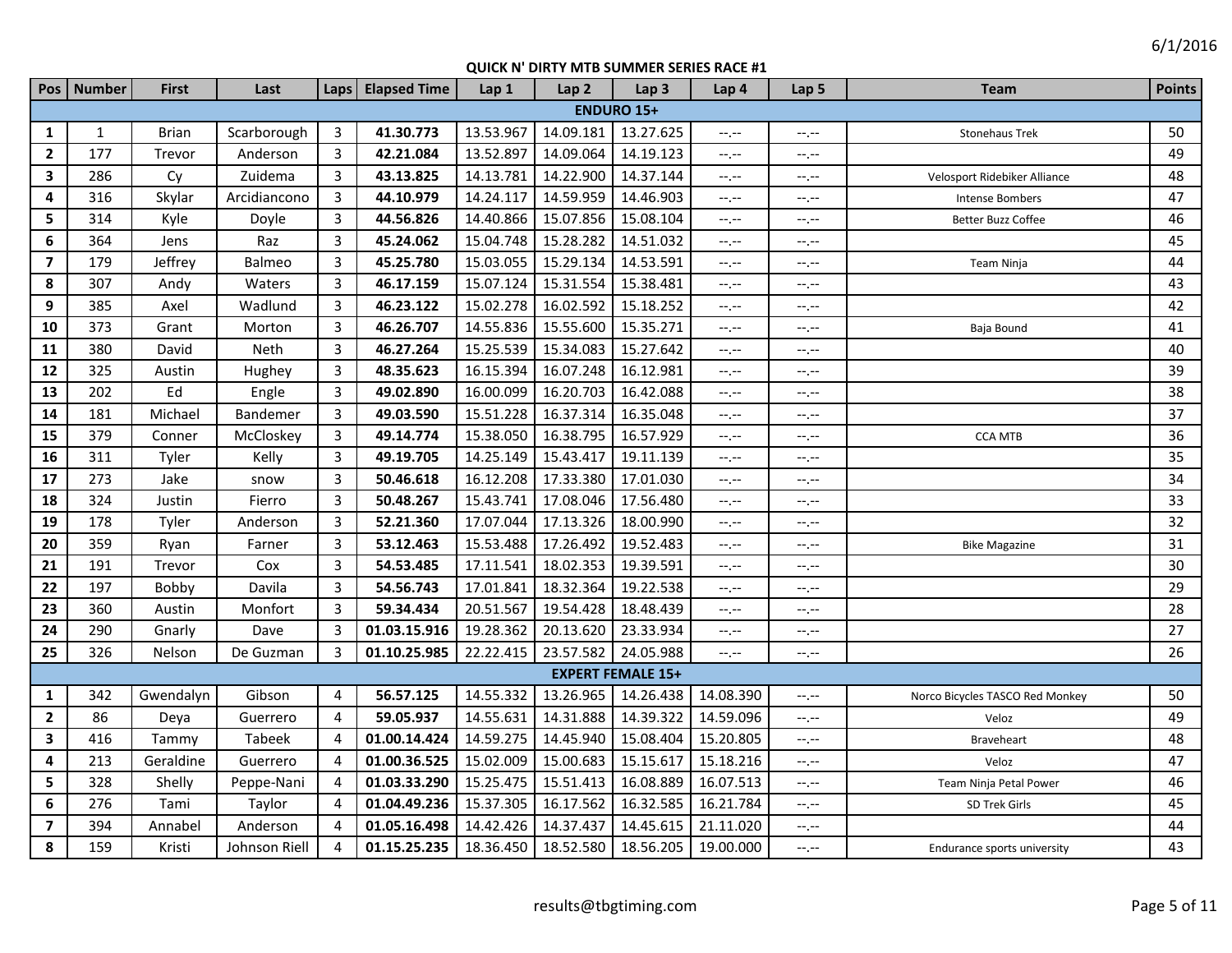6/1/2016

## QUICK N' DIRTY MTB SUMMER SERIES RACE #1

| Pos | Number | First | Last | Laps | Elapsed Time | Lap 1 | Lap 2 | Lap 3 | Lap 4 | Lap 5 | Team | Points |
|---|---|---|---|---|---|---|---|---|---|---|---|---|
| **ENDURO 15+** | | | | | | | | | | | | |
| **1** | 1 | Brian | Scarborough | 3 | **41.30.773** | 13.53.967 | 14.09.181 | 13.27.625 | --.-- | --.-- | Stonehaus Trek | 50 |
| **2** | 177 | Trevor | Anderson | 3 | **42.21.084** | 13.52.897 | 14.09.064 | 14.19.123 | --.-- | --.-- | | 49 |
| **3** | 286 | Cy | Zuidema | 3 | **43.13.825** | 14.13.781 | 14.22.900 | 14.37.144 | --.-- | --.-- | Velosport Ridebiker Alliance | 48 |
| **4** | 316 | Skylar | Arcidiancono | 3 | **44.10.979** | 14.24.117 | 14.59.959 | 14.46.903 | --.-- | --.-- | Intense Bombers | 47 |
| **5** | 314 | Kyle | Doyle | 3 | **44.56.826** | 14.40.866 | 15.07.856 | 15.08.104 | --.-- | --.-- | Better Buzz Coffee | 46 |
| **6** | 364 | Jens | Raz | 3 | **45.24.062** | 15.04.748 | 15.28.282 | 14.51.032 | --.-- | --.-- | | 45 |
| **7** | 179 | Jeffrey | Balmeo | 3 | **45.25.780** | 15.03.055 | 15.29.134 | 14.53.591 | --.-- | --.-- | Team Ninja | 44 |
| **8** | 307 | Andy | Waters | 3 | **46.17.159** | 15.07.124 | 15.31.554 | 15.38.481 | --.-- | --.-- | | 43 |
| **9** | 385 | Axel | Wadlund | 3 | **46.23.122** | 15.02.278 | 16.02.592 | 15.18.252 | --.-- | --.-- | | 42 |
| **10** | 373 | Grant | Morton | 3 | **46.26.707** | 14.55.836 | 15.55.600 | 15.35.271 | --.-- | --.-- | Baja Bound | 41 |
| **11** | 380 | David | Neth | 3 | **46.27.264** | 15.25.539 | 15.34.083 | 15.27.642 | --.-- | --.-- | | 40 |
| **12** | 325 | Austin | Hughey | 3 | **48.35.623** | 16.15.394 | 16.07.248 | 16.12.981 | --.-- | --.-- | | 39 |
| **13** | 202 | Ed | Engle | 3 | **49.02.890** | 16.00.099 | 16.20.703 | 16.42.088 | --.-- | --.-- | | 38 |
| **14** | 181 | Michael | Bandemer | 3 | **49.03.590** | 15.51.228 | 16.37.314 | 16.35.048 | --.-- | --.-- | | 37 |
| **15** | 379 | Conner | McCloskey | 3 | **49.14.774** | 15.38.050 | 16.38.795 | 16.57.929 | --.-- | --.-- | CCA MTB | 36 |
| **16** | 311 | Tyler | Kelly | 3 | **49.19.705** | 14.25.149 | 15.43.417 | 19.11.139 | --.-- | --.-- | | 35 |
| **17** | 273 | Jake | snow | 3 | **50.46.618** | 16.12.208 | 17.33.380 | 17.01.030 | --.-- | --.-- | | 34 |
| **18** | 324 | Justin | Fierro | 3 | **50.48.267** | 15.43.741 | 17.08.046 | 17.56.480 | --.-- | --.-- | | 33 |
| **19** | 178 | Tyler | Anderson | 3 | **52.21.360** | 17.07.044 | 17.13.326 | 18.00.990 | --.-- | --.-- | | 32 |
| **20** | 359 | Ryan | Farner | 3 | **53.12.463** | 15.53.488 | 17.26.492 | 19.52.483 | --.-- | --.-- | Bike Magazine | 31 |
| **21** | 191 | Trevor | Cox | 3 | **54.53.485** | 17.11.541 | 18.02.353 | 19.39.591 | --.-- | --.-- | | 30 |
| **22** | 197 | Bobby | Davila | 3 | **54.56.743** | 17.01.841 | 18.32.364 | 19.22.538 | --.-- | --.-- | | 29 |
| **23** | 360 | Austin | Monfort | 3 | **59.34.434** | 20.51.567 | 19.54.428 | 18.48.439 | --.-- | --.-- | | 28 |
| **24** | 290 | Gnarly | Dave | 3 | **01.03.15.916** | 19.28.362 | 20.13.620 | 23.33.934 | --.-- | --.-- | | 27 |
| **25** | 326 | Nelson | De Guzman | 3 | **01.10.25.985** | 22.22.415 | 23.57.582 | 24.05.988 | --.-- | --.-- | | 26 |
| **EXPERT FEMALE 15+** | | | | | | | | | | | | |
| **1** | 342 | Gwendalyn | Gibson | 4 | **56.57.125** | 14.55.332 | 13.26.965 | 14.26.438 | 14.08.390 | --.-- | Norco Bicycles TASCO Red Monkey | 50 |
| **2** | 86 | Deya | Guerrero | 4 | **59.05.937** | 14.55.631 | 14.31.888 | 14.39.322 | 14.59.096 | --.-- | Veloz | 49 |
| **3** | 416 | Tammy | Tabeek | 4 | **01.00.14.424** | 14.59.275 | 14.45.940 | 15.08.404 | 15.20.805 | --.-- | Braveheart | 48 |
| **4** | 213 | Geraldine | Guerrero | 4 | **01.00.36.525** | 15.02.009 | 15.00.683 | 15.15.617 | 15.18.216 | --.-- | Veloz | 47 |
| **5** | 328 | Shelly | Peppe-Nani | 4 | **01.03.33.290** | 15.25.475 | 15.51.413 | 16.08.889 | 16.07.513 | --.-- | Team Ninja Petal Power | 46 |
| **6** | 276 | Tami | Taylor | 4 | **01.04.49.236** | 15.37.305 | 16.17.562 | 16.32.585 | 16.21.784 | --.-- | SD Trek Girls | 45 |
| **7** | 394 | Annabel | Anderson | 4 | **01.05.16.498** | 14.42.426 | 14.37.437 | 14.45.615 | 21.11.020 | --.-- | | 44 |
| **8** | 159 | Kristi | Johnson Riell | 4 | **01.15.25.235** | 18.36.450 | 18.52.580 | 18.56.205 | 19.00.000 | --.-- | Endurance sports university | 43 |

results@tbgtiming.com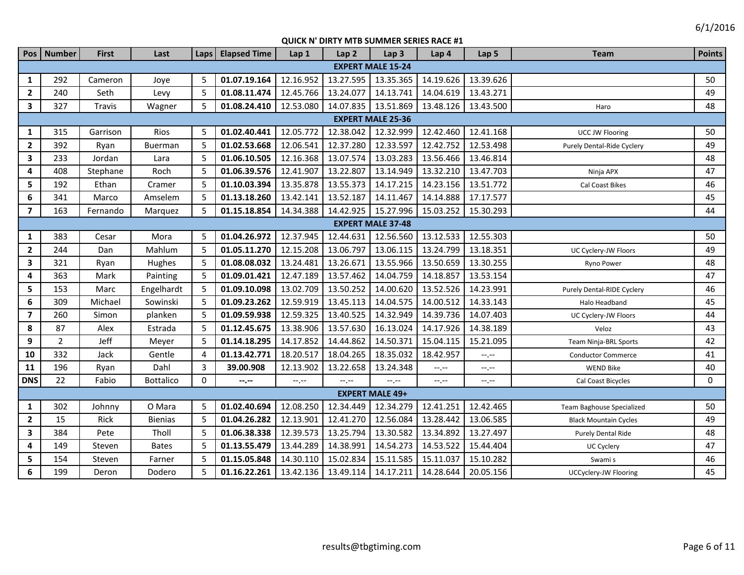6/1/2016

## QUICK N' DIRTY MTB SUMMER SERIES RACE #1

| Pos | Number | First | Last | Laps | Elapsed Time | Lap 1 | Lap 2 | Lap 3 | Lap 4 | Lap 5 | Team | Points |
|---|---|---|---|---|---|---|---|---|---|---|---|---|
| **EXPERT MALE 15-24** | | | | | | | | | | | | |
| **1** | 292 | Cameron | Joye | 5 | **01.07.19.164** | 12.16.952 | 13.27.595 | 13.35.365 | 14.19.626 | 13.39.626 | | 50 |
| **2** | 240 | Seth | Levy | 5 | **01.08.11.474** | 12.45.766 | 13.24.077 | 14.13.741 | 14.04.619 | 13.43.271 | | 49 |
| **3** | 327 | Travis | Wagner | 5 | **01.08.24.410** | 12.53.080 | 14.07.835 | 13.51.869 | 13.48.126 | 13.43.500 | Haro | 48 |
| **EXPERT MALE 25-36** | | | | | | | | | | | | |
| **1** | 315 | Garrison | Rios | 5 | **01.02.40.441** | 12.05.772 | 12.38.042 | 12.32.999 | 12.42.460 | 12.41.168 | UCC JW Flooring | 50 |
| **2** | 392 | Ryan | Buerman | 5 | **01.02.53.668** | 12.06.541 | 12.37.280 | 12.33.597 | 12.42.752 | 12.53.498 | Purely Dental-Ride Cyclery | 49 |
| **3** | 233 | Jordan | Lara | 5 | **01.06.10.505** | 12.16.368 | 13.07.574 | 13.03.283 | 13.56.466 | 13.46.814 | | 48 |
| **4** | 408 | Stephane | Roch | 5 | **01.06.39.576** | 12.41.907 | 13.22.807 | 13.14.949 | 13.32.210 | 13.47.703 | Ninja APX | 47 |
| **5** | 192 | Ethan | Cramer | 5 | **01.10.03.394** | 13.35.878 | 13.55.373 | 14.17.215 | 14.23.156 | 13.51.772 | Cal Coast Bikes | 46 |
| **6** | 341 | Marco | Amselem | 5 | **01.13.18.260** | 13.42.141 | 13.52.187 | 14.11.467 | 14.14.888 | 17.17.577 | | 45 |
| **7** | 163 | Fernando | Marquez | 5 | **01.15.18.854** | 14.34.388 | 14.42.925 | 15.27.996 | 15.03.252 | 15.30.293 | | 44 |
| **EXPERT MALE 37-48** | | | | | | | | | | | | |
| **1** | 383 | Cesar | Mora | 5 | **01.04.26.972** | 12.37.945 | 12.44.631 | 12.56.560 | 13.12.533 | 12.55.303 | | 50 |
| **2** | 244 | Dan | Mahlum | 5 | **01.05.11.270** | 12.15.208 | 13.06.797 | 13.06.115 | 13.24.799 | 13.18.351 | UC Cyclery-JW Floors | 49 |
| **3** | 321 | Ryan | Hughes | 5 | **01.08.08.032** | 13.24.481 | 13.26.671 | 13.55.966 | 13.50.659 | 13.30.255 | Ryno Power | 48 |
| **4** | 363 | Mark | Painting | 5 | **01.09.01.421** | 12.47.189 | 13.57.462 | 14.04.759 | 14.18.857 | 13.53.154 | | 47 |
| **5** | 153 | Marc | Engelhardt | 5 | **01.09.10.098** | 13.02.709 | 13.50.252 | 14.00.620 | 13.52.526 | 14.23.991 | Purely Dental-RIDE Cyclery | 46 |
| **6** | 309 | Michael | Sowinski | 5 | **01.09.23.262** | 12.59.919 | 13.45.113 | 14.04.575 | 14.00.512 | 14.33.143 | Halo Headband | 45 |
| **7** | 260 | Simon | planken | 5 | **01.09.59.938** | 12.59.325 | 13.40.525 | 14.32.949 | 14.39.736 | 14.07.403 | UC Cyclery-JW Floors | 44 |
| **8** | 87 | Alex | Estrada | 5 | **01.12.45.675** | 13.38.906 | 13.57.630 | 16.13.024 | 14.17.926 | 14.38.189 | Veloz | 43 |
| **9** | 2 | Jeff | Meyer | 5 | **01.14.18.295** | 14.17.852 | 14.44.862 | 14.50.371 | 15.04.115 | 15.21.095 | Team Ninja-BRL Sports | 42 |
| **10** | 332 | Jack | Gentle | 4 | **01.13.42.771** | 18.20.517 | 18.04.265 | 18.35.032 | 18.42.957 | --.-- | Conductor Commerce | 41 |
| **11** | 196 | Ryan | Dahl | 3 | **39.00.908** | 12.13.902 | 13.22.658 | 13.24.348 | --.-- | --.-- | WEND Bike | 40 |
| **DNS** | 22 | Fabio | Bottalico | 0 | **--.--** | --.-- | --.-- | --.-- | --.-- | --.-- | Cal Coast Bicycles | 0 |
| **EXPERT MALE 49+** | | | | | | | | | | | | |
| **1** | 302 | Johnny | O Mara | 5 | **01.02.40.694** | 12.08.250 | 12.34.449 | 12.34.279 | 12.41.251 | 12.42.465 | Team Baghouse Specialized | 50 |
| **2** | 15 | Rick | Bienias | 5 | **01.04.26.282** | 12.13.901 | 12.41.270 | 12.56.084 | 13.28.442 | 13.06.585 | Black Mountain Cycles | 49 |
| **3** | 384 | Pete | Tholl | 5 | **01.06.38.338** | 12.39.573 | 13.25.794 | 13.30.582 | 13.34.892 | 13.27.497 | Purely Dental Ride | 48 |
| **4** | 149 | Steven | Bates | 5 | **01.13.55.479** | 13.44.289 | 14.38.991 | 14.54.273 | 14.53.522 | 15.44.404 | UC Cyclery | 47 |
| **5** | 154 | Steven | Farner | 5 | **01.15.05.848** | 14.30.110 | 15.02.834 | 15.11.585 | 15.11.037 | 15.10.282 | Swami s | 46 |
| **6** | 199 | Deron | Dodero | 5 | **01.16.22.261** | 13.42.136 | 13.49.114 | 14.17.211 | 14.28.644 | 20.05.156 | UCCyclery-JW Flooring | 45 |

results@tbgtiming.com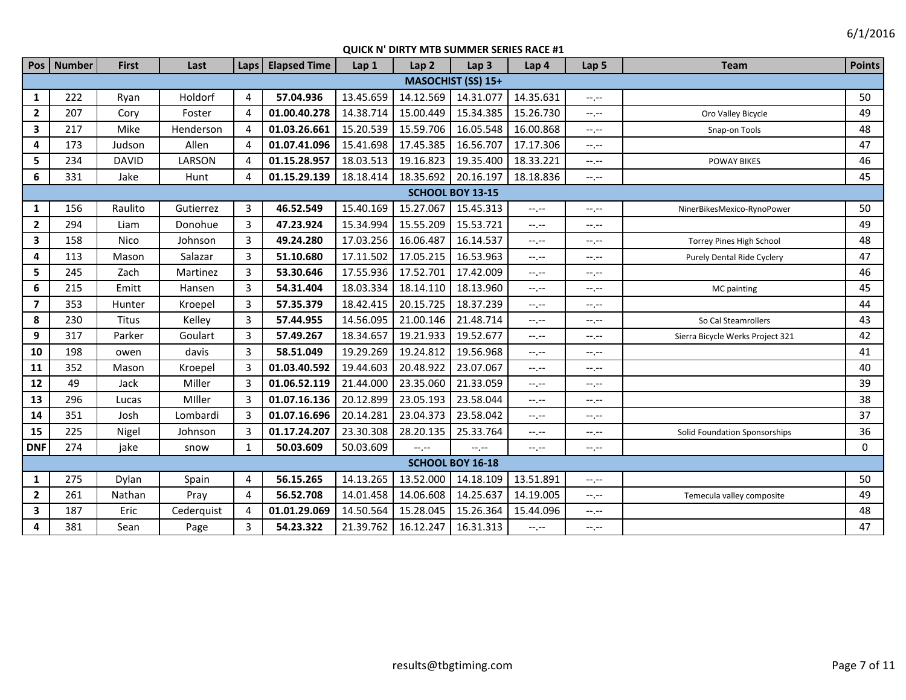6/1/2016

## QUICK N' DIRTY MTB SUMMER SERIES RACE #1

| Pos | Number | First | Last | Laps | Elapsed Time | Lap 1 | Lap 2 | Lap 3 | Lap 4 | Lap 5 | Team | Points |
|---|---|---|---|---|---|---|---|---|---|---|---|---|
| **MASOCHIST (SS) 15+** | | | | | | | | | | | | |
| **1** | 222 | Ryan | Holdorf | 4 | **57.04.936** | 13.45.659 | 14.12.569 | 14.31.077 | 14.35.631 | --.-- | | 50 |
| **2** | 207 | Cory | Foster | 4 | **01.00.40.278** | 14.38.714 | 15.00.449 | 15.34.385 | 15.26.730 | --.-- | Oro Valley Bicycle | 49 |
| **3** | 217 | Mike | Henderson | 4 | **01.03.26.661** | 15.20.539 | 15.59.706 | 16.05.548 | 16.00.868 | --.-- | Snap-on Tools | 48 |
| **4** | 173 | Judson | Allen | 4 | **01.07.41.096** | 15.41.698 | 17.45.385 | 16.56.707 | 17.17.306 | --.-- | | 47 |
| **5** | 234 | DAVID | LARSON | 4 | **01.15.28.957** | 18.03.513 | 19.16.823 | 19.35.400 | 18.33.221 | --.-- | POWAY BIKES | 46 |
| **6** | 331 | Jake | Hunt | 4 | **01.15.29.139** | 18.18.414 | 18.35.692 | 20.16.197 | 18.18.836 | --.-- | | 45 |
| **SCHOOL BOY 13-15** | | | | | | | | | | | | |
| **1** | 156 | Raulito | Gutierrez | 3 | **46.52.549** | 15.40.169 | 15.27.067 | 15.45.313 | --.-- | --.-- | NinerBikesMexico-RynoPower | 50 |
| **2** | 294 | Liam | Donohue | 3 | **47.23.924** | 15.34.994 | 15.55.209 | 15.53.721 | --.-- | --.-- | | 49 |
| **3** | 158 | Nico | Johnson | 3 | **49.24.280** | 17.03.256 | 16.06.487 | 16.14.537 | --.-- | --.-- | Torrey Pines High School | 48 |
| **4** | 113 | Mason | Salazar | 3 | **51.10.680** | 17.11.502 | 17.05.215 | 16.53.963 | --.-- | --.-- | Purely Dental Ride Cyclery | 47 |
| **5** | 245 | Zach | Martinez | 3 | **53.30.646** | 17.55.936 | 17.52.701 | 17.42.009 | --.-- | --.-- | | 46 |
| **6** | 215 | Emitt | Hansen | 3 | **54.31.404** | 18.03.334 | 18.14.110 | 18.13.960 | --.-- | --.-- | MC painting | 45 |
| **7** | 353 | Hunter | Kroepel | 3 | **57.35.379** | 18.42.415 | 20.15.725 | 18.37.239 | --.-- | --.-- | | 44 |
| **8** | 230 | Titus | Kelley | 3 | **57.44.955** | 14.56.095 | 21.00.146 | 21.48.714 | --.-- | --.-- | So Cal Steamrollers | 43 |
| **9** | 317 | Parker | Goulart | 3 | **57.49.267** | 18.34.657 | 19.21.933 | 19.52.677 | --.-- | --.-- | Sierra Bicycle Werks Project 321 | 42 |
| **10** | 198 | owen | davis | 3 | **58.51.049** | 19.29.269 | 19.24.812 | 19.56.968 | --.-- | --.-- | | 41 |
| **11** | 352 | Mason | Kroepel | 3 | **01.03.40.592** | 19.44.603 | 20.48.922 | 23.07.067 | --.-- | --.-- | | 40 |
| **12** | 49 | Jack | Miller | 3 | **01.06.52.119** | 21.44.000 | 23.35.060 | 21.33.059 | --.-- | --.-- | | 39 |
| **13** | 296 | Lucas | MIller | 3 | **01.07.16.136** | 20.12.899 | 23.05.193 | 23.58.044 | --.-- | --.-- | | 38 |
| **14** | 351 | Josh | Lombardi | 3 | **01.07.16.696** | 20.14.281 | 23.04.373 | 23.58.042 | --.-- | --.-- | | 37 |
| **15** | 225 | Nigel | Johnson | 3 | **01.17.24.207** | 23.30.308 | 28.20.135 | 25.33.764 | --.-- | --.-- | Solid Foundation Sponsorships | 36 |
| **DNF** | 274 | jake | snow | 1 | **50.03.609** | 50.03.609 | --.-- | --.-- | --.-- | --.-- | | 0 |
| **SCHOOL BOY 16-18** | | | | | | | | | | | | |
| **1** | 275 | Dylan | Spain | 4 | **56.15.265** | 14.13.265 | 13.52.000 | 14.18.109 | 13.51.891 | --.-- | | 50 |
| **2** | 261 | Nathan | Pray | 4 | **56.52.708** | 14.01.458 | 14.06.608 | 14.25.637 | 14.19.005 | --.-- | Temecula valley composite | 49 |
| **3** | 187 | Eric | Cederquist | 4 | **01.01.29.069** | 14.50.564 | 15.28.045 | 15.26.364 | 15.44.096 | --.-- | | 48 |
| **4** | 381 | Sean | Page | 3 | **54.23.322** | 21.39.762 | 16.12.247 | 16.31.313 | --.-- | --.-- | | 47 |

results@tbgtiming.com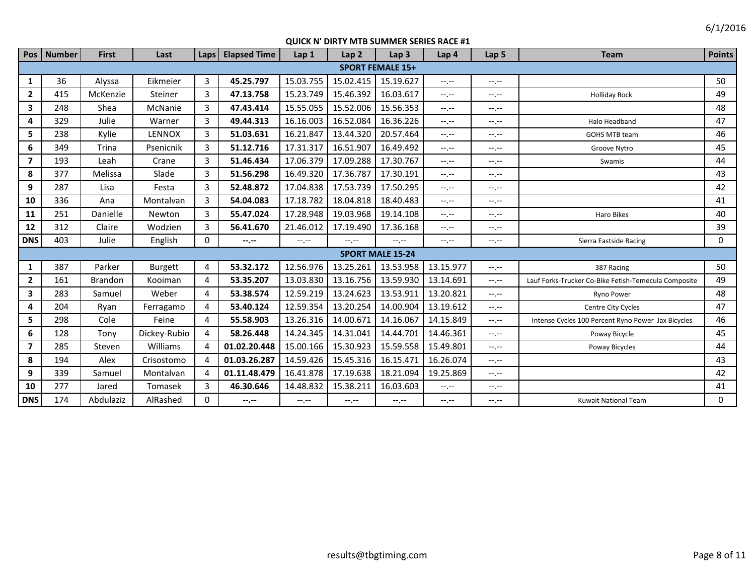# QUICK N' DIRTY MTB SUMMER SERIES RACE #1

6/1/2016

| Pos | Number | First | Last | Laps | Elapsed Time | Lap 1 | Lap 2 | Lap 3 | Lap 4 | Lap 5 | Team | Points |
|---|---|---|---|---|---|---|---|---|---|---|---|---|
| **SPORT FEMALE 15+** | | | | | | | | | | | | |
| **1** | 36 | Alyssa | Eikmeier | 3 | **45.25.797** | 15.03.755 | 15.02.415 | 15.19.627 | --.-- | --.-- | | 50 |
| **2** | 415 | McKenzie | Steiner | 3 | **47.13.758** | 15.23.749 | 15.46.392 | 16.03.617 | --.-- | --.-- | Holliday Rock | 49 |
| **3** | 248 | Shea | McNanie | 3 | **47.43.414** | 15.55.055 | 15.52.006 | 15.56.353 | --.-- | --.-- | | 48 |
| **4** | 329 | Julie | Warner | 3 | **49.44.313** | 16.16.003 | 16.52.084 | 16.36.226 | --.-- | --.-- | Halo Headband | 47 |
| **5** | 238 | Kylie | LENNOX | 3 | **51.03.631** | 16.21.847 | 13.44.320 | 20.57.464 | --.-- | --.-- | GOHS MTB team | 46 |
| **6** | 349 | Trina | Psenicnik | 3 | **51.12.716** | 17.31.317 | 16.51.907 | 16.49.492 | --.-- | --.-- | Groove Nytro | 45 |
| **7** | 193 | Leah | Crane | 3 | **51.46.434** | 17.06.379 | 17.09.288 | 17.30.767 | --.-- | --.-- | Swamis | 44 |
| **8** | 377 | Melissa | Slade | 3 | **51.56.298** | 16.49.320 | 17.36.787 | 17.30.191 | --.-- | --.-- | | 43 |
| **9** | 287 | Lisa | Festa | 3 | **52.48.872** | 17.04.838 | 17.53.739 | 17.50.295 | --.-- | --.-- | | 42 |
| **10** | 336 | Ana | Montalvan | 3 | **54.04.083** | 17.18.782 | 18.04.818 | 18.40.483 | --.-- | --.-- | | 41 |
| **11** | 251 | Danielle | Newton | 3 | **55.47.024** | 17.28.948 | 19.03.968 | 19.14.108 | --.-- | --.-- | Haro Bikes | 40 |
| **12** | 312 | Claire | Wodzien | 3 | **56.41.670** | 21.46.012 | 17.19.490 | 17.36.168 | --.-- | --.-- | | 39 |
| **DNS** | 403 | Julie | English | 0 | **--.--** | --.-- | --.-- | --.-- | --.-- | --.-- | Sierra Eastside Racing | 0 |
| **SPORT MALE 15-24** | | | | | | | | | | | | |
| **1** | 387 | Parker | Burgett | 4 | **53.32.172** | 12.56.976 | 13.25.261 | 13.53.958 | 13.15.977 | --.-- | 387 Racing | 50 |
| **2** | 161 | Brandon | Kooiman | 4 | **53.35.207** | 13.03.830 | 13.16.756 | 13.59.930 | 13.14.691 | --.-- | Lauf Forks-Trucker Co-Bike Fetish-Temecula Composite | 49 |
| **3** | 283 | Samuel | Weber | 4 | **53.38.574** | 12.59.219 | 13.24.623 | 13.53.911 | 13.20.821 | --.-- | Ryno Power | 48 |
| **4** | 204 | Ryan | Ferragamo | 4 | **53.40.124** | 12.59.354 | 13.20.254 | 14.00.904 | 13.19.612 | --.-- | Centre City Cycles | 47 |
| **5** | 298 | Cole | Feine | 4 | **55.58.903** | 13.26.316 | 14.00.671 | 14.16.067 | 14.15.849 | --.-- | Intense Cycles 100 Percent Ryno Power Jax Bicycles | 46 |
| **6** | 128 | Tony | Dickey-Rubio | 4 | **58.26.448** | 14.24.345 | 14.31.041 | 14.44.701 | 14.46.361 | --.-- | Poway Bicycle | 45 |
| **7** | 285 | Steven | Williams | 4 | **01.02.20.448** | 15.00.166 | 15.30.923 | 15.59.558 | 15.49.801 | --.-- | Poway Bicycles | 44 |
| **8** | 194 | Alex | Crisostomo | 4 | **01.03.26.287** | 14.59.426 | 15.45.316 | 16.15.471 | 16.26.074 | --.-- | | 43 |
| **9** | 339 | Samuel | Montalvan | 4 | **01.11.48.479** | 16.41.878 | 17.19.638 | 18.21.094 | 19.25.869 | --.-- | | 42 |
| **10** | 277 | Jared | Tomasek | 3 | **46.30.646** | 14.48.832 | 15.38.211 | 16.03.603 | --.-- | --.-- | | 41 |
| **DNS** | 174 | Abdulaziz | AlRashed | 0 | **--.--** | --.-- | --.-- | --.-- | --.-- | --.-- | Kuwait National Team | 0 |

results@tbgtiming.com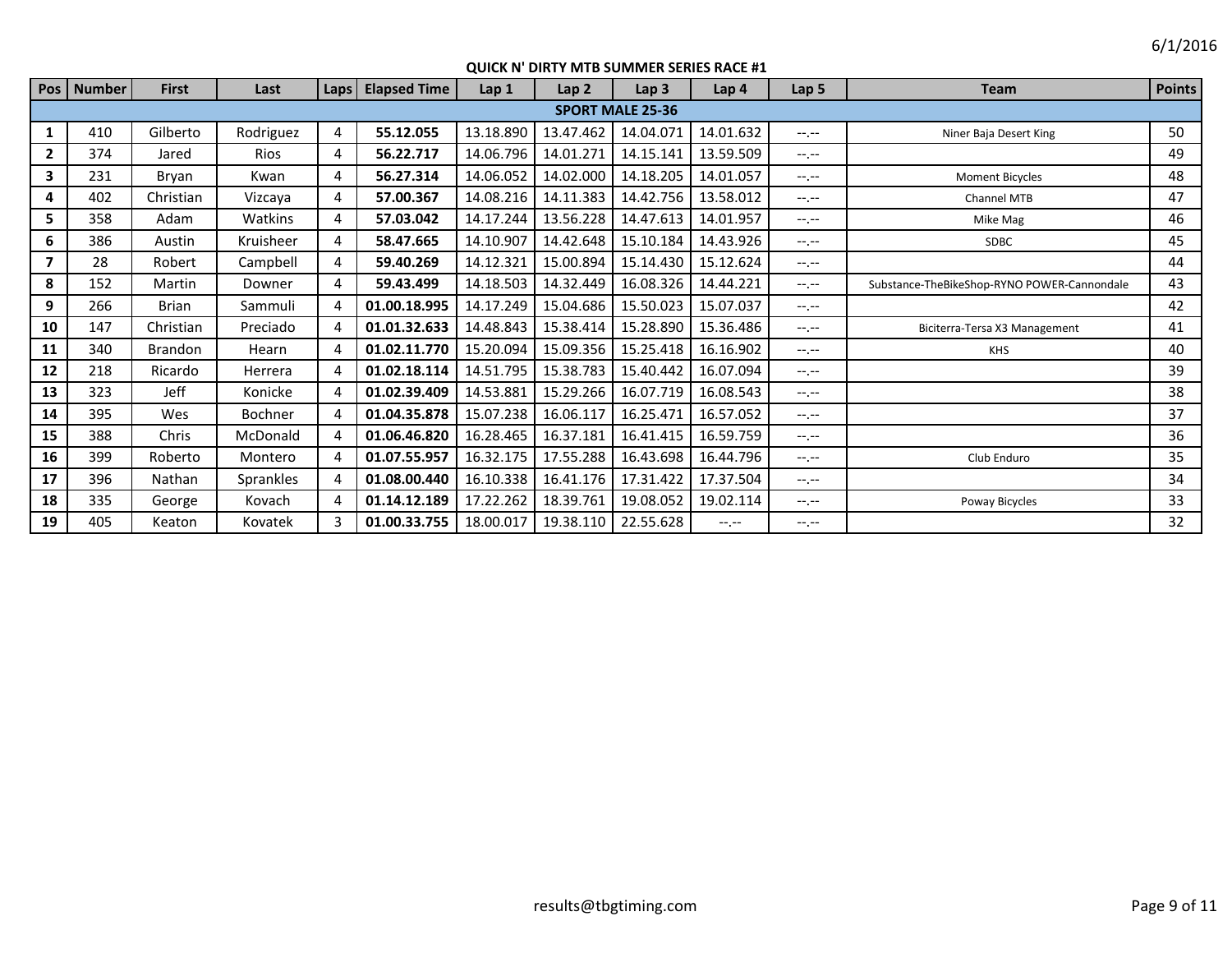6/1/2016

## QUICK N' DIRTY MTB SUMMER SERIES RACE #1

| Pos | Number | First | Last | Laps | Elapsed Time | Lap 1 | Lap 2 | Lap 3 | Lap 4 | Lap 5 | Team | Points |
|---|---|---|---|---|---|---|---|---|---|---|---|---|
| **SPORT MALE 25-36** | | | | | | | | | | | | |
| **1** | 410 | Gilberto | Rodriguez | 4 | **55.12.055** | 13.18.890 | 13.47.462 | 14.04.071 | 14.01.632 | --.-- | Niner Baja Desert King | 50 |
| **2** | 374 | Jared | Rios | 4 | **56.22.717** | 14.06.796 | 14.01.271 | 14.15.141 | 13.59.509 | --.-- | | 49 |
| **3** | 231 | Bryan | Kwan | 4 | **56.27.314** | 14.06.052 | 14.02.000 | 14.18.205 | 14.01.057 | --.-- | Moment Bicycles | 48 |
| **4** | 402 | Christian | Vizcaya | 4 | **57.00.367** | 14.08.216 | 14.11.383 | 14.42.756 | 13.58.012 | --.-- | Channel MTB | 47 |
| **5** | 358 | Adam | Watkins | 4 | **57.03.042** | 14.17.244 | 13.56.228 | 14.47.613 | 14.01.957 | --.-- | Mike Mag | 46 |
| **6** | 386 | Austin | Kruisheer | 4 | **58.47.665** | 14.10.907 | 14.42.648 | 15.10.184 | 14.43.926 | --.-- | SDBC | 45 |
| **7** | 28 | Robert | Campbell | 4 | **59.40.269** | 14.12.321 | 15.00.894 | 15.14.430 | 15.12.624 | --.-- | | 44 |
| **8** | 152 | Martin | Downer | 4 | **59.43.499** | 14.18.503 | 14.32.449 | 16.08.326 | 14.44.221 | --.-- | Substance-TheBikeShop-RYNO POWER-Cannondale | 43 |
| **9** | 266 | Brian | Sammuli | 4 | **01.00.18.995** | 14.17.249 | 15.04.686 | 15.50.023 | 15.07.037 | --.-- | | 42 |
| **10** | 147 | Christian | Preciado | 4 | **01.01.32.633** | 14.48.843 | 15.38.414 | 15.28.890 | 15.36.486 | --.-- | Biciterra-Tersa X3 Management | 41 |
| **11** | 340 | Brandon | Hearn | 4 | **01.02.11.770** | 15.20.094 | 15.09.356 | 15.25.418 | 16.16.902 | --.-- | KHS | 40 |
| **12** | 218 | Ricardo | Herrera | 4 | **01.02.18.114** | 14.51.795 | 15.38.783 | 15.40.442 | 16.07.094 | --.-- | | 39 |
| **13** | 323 | Jeff | Konicke | 4 | **01.02.39.409** | 14.53.881 | 15.29.266 | 16.07.719 | 16.08.543 | --.-- | | 38 |
| **14** | 395 | Wes | Bochner | 4 | **01.04.35.878** | 15.07.238 | 16.06.117 | 16.25.471 | 16.57.052 | --.-- | | 37 |
| **15** | 388 | Chris | McDonald | 4 | **01.06.46.820** | 16.28.465 | 16.37.181 | 16.41.415 | 16.59.759 | --.-- | | 36 |
| **16** | 399 | Roberto | Montero | 4 | **01.07.55.957** | 16.32.175 | 17.55.288 | 16.43.698 | 16.44.796 | --.-- | Club Enduro | 35 |
| **17** | 396 | Nathan | Sprankles | 4 | **01.08.00.440** | 16.10.338 | 16.41.176 | 17.31.422 | 17.37.504 | --.-- | | 34 |
| **18** | 335 | George | Kovach | 4 | **01.14.12.189** | 17.22.262 | 18.39.761 | 19.08.052 | 19.02.114 | --.-- | Poway Bicycles | 33 |
| **19** | 405 | Keaton | Kovatek | 3 | **01.00.33.755** | 18.00.017 | 19.38.110 | 22.55.628 | --.-- | --.-- | | 32 |

results@tbgtiming.com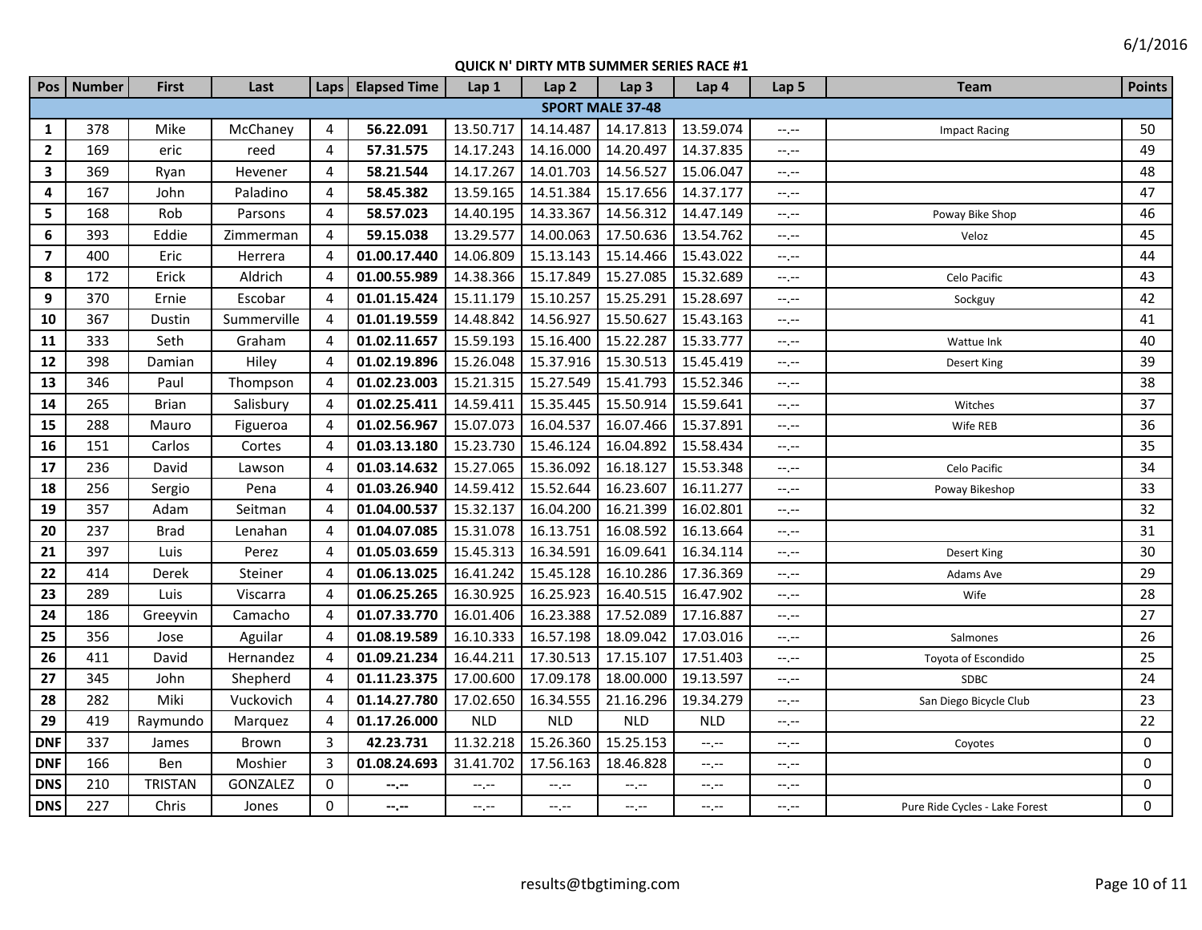6/1/2016

## QUICK N' DIRTY MTB SUMMER SERIES RACE #1

| Pos | Number | First | Last | Laps | Elapsed Time | Lap 1 | Lap 2 | Lap 3 | Lap 4 | Lap 5 | Team | Points |
|---|---|---|---|---|---|---|---|---|---|---|---|---|
| **SPORT MALE 37-48** | | | | | | | | | | | | |
| **1** | 378 | Mike | McChaney | 4 | **56.22.091** | 13.50.717 | 14.14.487 | 14.17.813 | 13.59.074 | --.-- | Impact Racing | 50 |
| **2** | 169 | eric | reed | 4 | **57.31.575** | 14.17.243 | 14.16.000 | 14.20.497 | 14.37.835 | --.-- | | 49 |
| **3** | 369 | Ryan | Hevener | 4 | **58.21.544** | 14.17.267 | 14.01.703 | 14.56.527 | 15.06.047 | --.-- | | 48 |
| **4** | 167 | John | Paladino | 4 | **58.45.382** | 13.59.165 | 14.51.384 | 15.17.656 | 14.37.177 | --.-- | | 47 |
| **5** | 168 | Rob | Parsons | 4 | **58.57.023** | 14.40.195 | 14.33.367 | 14.56.312 | 14.47.149 | --.-- | Poway Bike Shop | 46 |
| **6** | 393 | Eddie | Zimmerman | 4 | **59.15.038** | 13.29.577 | 14.00.063 | 17.50.636 | 13.54.762 | --.-- | Veloz | 45 |
| **7** | 400 | Eric | Herrera | 4 | **01.00.17.440** | 14.06.809 | 15.13.143 | 15.14.466 | 15.43.022 | --.-- | | 44 |
| **8** | 172 | Erick | Aldrich | 4 | **01.00.55.989** | 14.38.366 | 15.17.849 | 15.27.085 | 15.32.689 | --.-- | Celo Pacific | 43 |
| **9** | 370 | Ernie | Escobar | 4 | **01.01.15.424** | 15.11.179 | 15.10.257 | 15.25.291 | 15.28.697 | --.-- | Sockguy | 42 |
| **10** | 367 | Dustin | Summerville | 4 | **01.01.19.559** | 14.48.842 | 14.56.927 | 15.50.627 | 15.43.163 | --.-- | | 41 |
| **11** | 333 | Seth | Graham | 4 | **01.02.11.657** | 15.59.193 | 15.16.400 | 15.22.287 | 15.33.777 | --.-- | Wattue Ink | 40 |
| **12** | 398 | Damian | Hiley | 4 | **01.02.19.896** | 15.26.048 | 15.37.916 | 15.30.513 | 15.45.419 | --.-- | Desert King | 39 |
| **13** | 346 | Paul | Thompson | 4 | **01.02.23.003** | 15.21.315 | 15.27.549 | 15.41.793 | 15.52.346 | --.-- | | 38 |
| **14** | 265 | Brian | Salisbury | 4 | **01.02.25.411** | 14.59.411 | 15.35.445 | 15.50.914 | 15.59.641 | --.-- | Witches | 37 |
| **15** | 288 | Mauro | Figueroa | 4 | **01.02.56.967** | 15.07.073 | 16.04.537 | 16.07.466 | 15.37.891 | --.-- | Wife REB | 36 |
| **16** | 151 | Carlos | Cortes | 4 | **01.03.13.180** | 15.23.730 | 15.46.124 | 16.04.892 | 15.58.434 | --.-- | | 35 |
| **17** | 236 | David | Lawson | 4 | **01.03.14.632** | 15.27.065 | 15.36.092 | 16.18.127 | 15.53.348 | --.-- | Celo Pacific | 34 |
| **18** | 256 | Sergio | Pena | 4 | **01.03.26.940** | 14.59.412 | 15.52.644 | 16.23.607 | 16.11.277 | --.-- | Poway Bikeshop | 33 |
| **19** | 357 | Adam | Seitman | 4 | **01.04.00.537** | 15.32.137 | 16.04.200 | 16.21.399 | 16.02.801 | --.-- | | 32 |
| **20** | 237 | Brad | Lenahan | 4 | **01.04.07.085** | 15.31.078 | 16.13.751 | 16.08.592 | 16.13.664 | --.-- | | 31 |
| **21** | 397 | Luis | Perez | 4 | **01.05.03.659** | 15.45.313 | 16.34.591 | 16.09.641 | 16.34.114 | --.-- | Desert King | 30 |
| **22** | 414 | Derek | Steiner | 4 | **01.06.13.025** | 16.41.242 | 15.45.128 | 16.10.286 | 17.36.369 | --.-- | Adams Ave | 29 |
| **23** | 289 | Luis | Viscarra | 4 | **01.06.25.265** | 16.30.925 | 16.25.923 | 16.40.515 | 16.47.902 | --.-- | Wife | 28 |
| **24** | 186 | Greeyvin | Camacho | 4 | **01.07.33.770** | 16.01.406 | 16.23.388 | 17.52.089 | 17.16.887 | --.-- | | 27 |
| **25** | 356 | Jose | Aguilar | 4 | **01.08.19.589** | 16.10.333 | 16.57.198 | 18.09.042 | 17.03.016 | --.-- | Salmones | 26 |
| **26** | 411 | David | Hernandez | 4 | **01.09.21.234** | 16.44.211 | 17.30.513 | 17.15.107 | 17.51.403 | --.-- | Toyota of Escondido | 25 |
| **27** | 345 | John | Shepherd | 4 | **01.11.23.375** | 17.00.600 | 17.09.178 | 18.00.000 | 19.13.597 | --.-- | SDBC | 24 |
| **28** | 282 | Miki | Vuckovich | 4 | **01.14.27.780** | 17.02.650 | 16.34.555 | 21.16.296 | 19.34.279 | --.-- | San Diego Bicycle Club | 23 |
| **29** | 419 | Raymundo | Marquez | 4 | **01.17.26.000** | NLD | NLD | NLD | NLD | --.-- | | 22 |
| **DNF** | 337 | James | Brown | 3 | **42.23.731** | 11.32.218 | 15.26.360 | 15.25.153 | --.-- | --.-- | Coyotes | 0 |
| **DNF** | 166 | Ben | Moshier | 3 | **01.08.24.693** | 31.41.702 | 17.56.163 | 18.46.828 | --.-- | --.-- | | 0 |
| **DNS** | 210 | TRISTAN | GONZALEZ | 0 | **--.--** | --.-- | --.-- | --.-- | --.-- | --.-- | | 0 |
| **DNS** | 227 | Chris | Jones | 0 | **--.--** | --.-- | --.-- | --.-- | --.-- | --.-- | Pure Ride Cycles - Lake Forest | 0 |

results@tbgtiming.com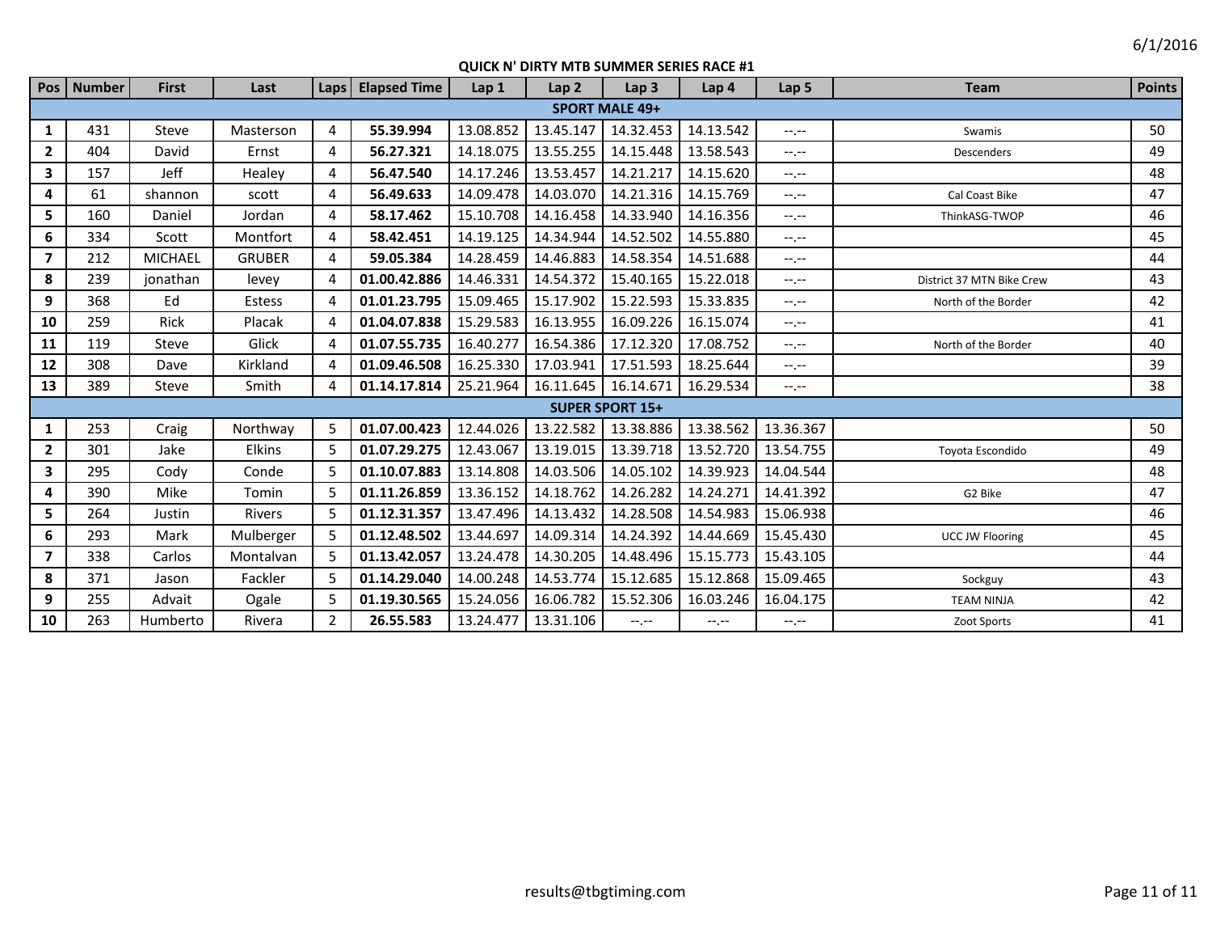6/1/2016

## QUICK N' DIRTY MTB SUMMER SERIES RACE #1

| Pos | Number | First | Last | Laps | Elapsed Time | Lap 1 | Lap 2 | Lap 3 | Lap 4 | Lap 5 | Team | Points |
|---|---|---|---|---|---|---|---|---|---|---|---|---|
| **SPORT MALE 49+** | | | | | | | | | | | | |
| **1** | 431 | Steve | Masterson | 4 | **55.39.994** | 13.08.852 | 13.45.147 | 14.32.453 | 14.13.542 | --.-- | Swamis | 50 |
| **2** | 404 | David | Ernst | 4 | **56.27.321** | 14.18.075 | 13.55.255 | 14.15.448 | 13.58.543 | --.-- | Descenders | 49 |
| **3** | 157 | Jeff | Healey | 4 | **56.47.540** | 14.17.246 | 13.53.457 | 14.21.217 | 14.15.620 | --.-- | | 48 |
| **4** | 61 | shannon | scott | 4 | **56.49.633** | 14.09.478 | 14.03.070 | 14.21.316 | 14.15.769 | --.-- | Cal Coast Bike | 47 |
| **5** | 160 | Daniel | Jordan | 4 | **58.17.462** | 15.10.708 | 14.16.458 | 14.33.940 | 14.16.356 | --.-- | ThinkASG-TWOP | 46 |
| **6** | 334 | Scott | Montfort | 4 | **58.42.451** | 14.19.125 | 14.34.944 | 14.52.502 | 14.55.880 | --.-- | | 45 |
| **7** | 212 | MICHAEL | GRUBER | 4 | **59.05.384** | 14.28.459 | 14.46.883 | 14.58.354 | 14.51.688 | --.-- | | 44 |
| **8** | 239 | jonathan | levey | 4 | **01.00.42.886** | 14.46.331 | 14.54.372 | 15.40.165 | 15.22.018 | --.-- | District 37 MTN Bike Crew | 43 |
| **9** | 368 | Ed | Estess | 4 | **01.01.23.795** | 15.09.465 | 15.17.902 | 15.22.593 | 15.33.835 | --.-- | North of the Border | 42 |
| **10** | 259 | Rick | Placak | 4 | **01.04.07.838** | 15.29.583 | 16.13.955 | 16.09.226 | 16.15.074 | --.-- | | 41 |
| **11** | 119 | Steve | Glick | 4 | **01.07.55.735** | 16.40.277 | 16.54.386 | 17.12.320 | 17.08.752 | --.-- | North of the Border | 40 |
| **12** | 308 | Dave | Kirkland | 4 | **01.09.46.508** | 16.25.330 | 17.03.941 | 17.51.593 | 18.25.644 | --.-- | | 39 |
| **13** | 389 | Steve | Smith | 4 | **01.14.17.814** | 25.21.964 | 16.11.645 | 16.14.671 | 16.29.534 | --.-- | | 38 |
| **SUPER SPORT 15+** | | | | | | | | | | | | |
| **1** | 253 | Craig | Northway | 5 | **01.07.00.423** | 12.44.026 | 13.22.582 | 13.38.886 | 13.38.562 | 13.36.367 | | 50 |
| **2** | 301 | Jake | Elkins | 5 | **01.07.29.275** | 12.43.067 | 13.19.015 | 13.39.718 | 13.52.720 | 13.54.755 | Toyota Escondido | 49 |
| **3** | 295 | Cody | Conde | 5 | **01.10.07.883** | 13.14.808 | 14.03.506 | 14.05.102 | 14.39.923 | 14.04.544 | | 48 |
| **4** | 390 | Mike | Tomin | 5 | **01.11.26.859** | 13.36.152 | 14.18.762 | 14.26.282 | 14.24.271 | 14.41.392 | G2 Bike | 47 |
| **5** | 264 | Justin | Rivers | 5 | **01.12.31.357** | 13.47.496 | 14.13.432 | 14.28.508 | 14.54.983 | 15.06.938 | | 46 |
| **6** | 293 | Mark | Mulberger | 5 | **01.12.48.502** | 13.44.697 | 14.09.314 | 14.24.392 | 14.44.669 | 15.45.430 | UCC JW Flooring | 45 |
| **7** | 338 | Carlos | Montalvan | 5 | **01.13.42.057** | 13.24.478 | 14.30.205 | 14.48.496 | 15.15.773 | 15.43.105 | | 44 |
| **8** | 371 | Jason | Fackler | 5 | **01.14.29.040** | 14.00.248 | 14.53.774 | 15.12.685 | 15.12.868 | 15.09.465 | Sockguy | 43 |
| **9** | 255 | Advait | Ogale | 5 | **01.19.30.565** | 15.24.056 | 16.06.782 | 15.52.306 | 16.03.246 | 16.04.175 | TEAM NINJA | 42 |
| **10** | 263 | Humberto | Rivera | 2 | **26.55.583** | 13.24.477 | 13.31.106 | --.-- | --.-- | --.-- | Zoot Sports | 41 |

results@tbgtiming.com